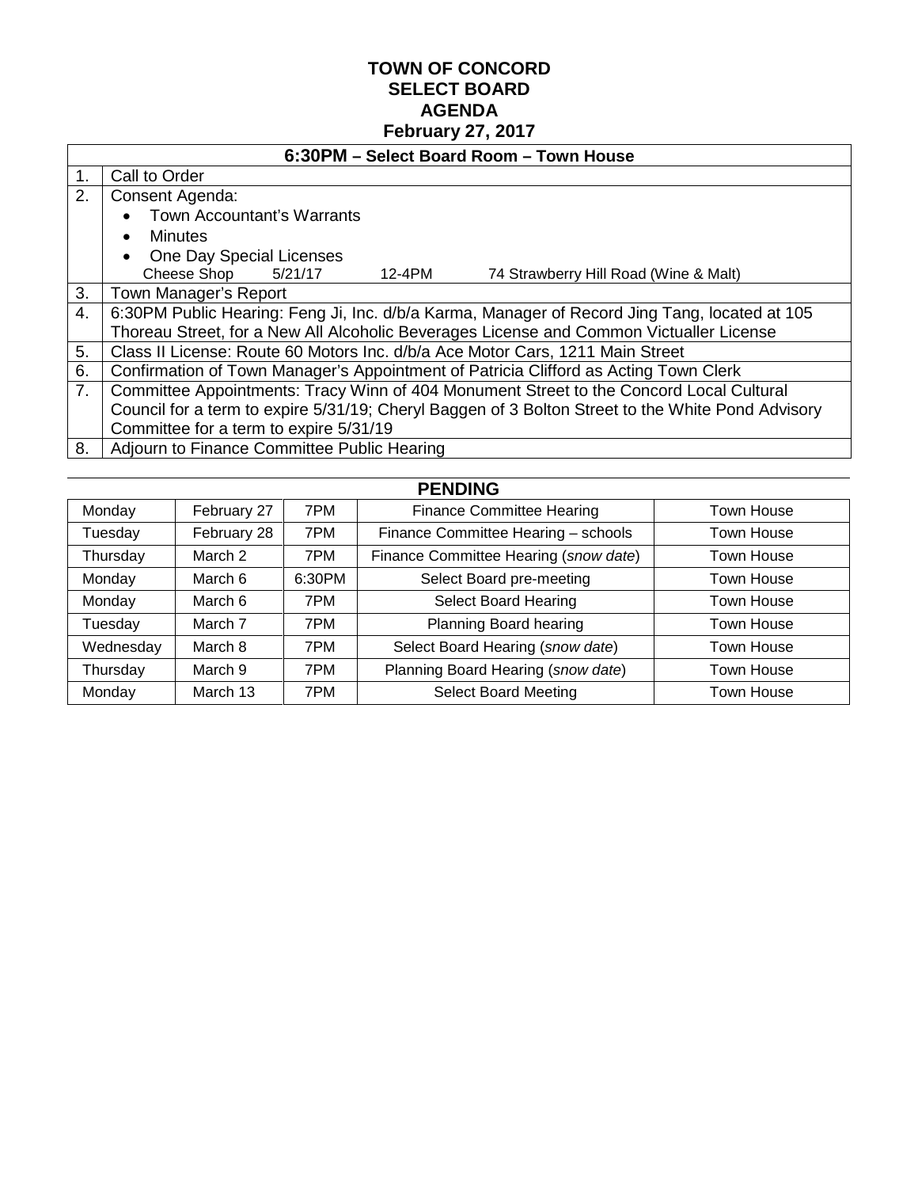# TOWN OF CONCORD
## SELECT BOARD
## AGENDA
## February 27, 2017

| 6:30PM – Select Board Room – Town House | |
|---|---|
| 1. | Call to Order |
| 2. | Consent Agenda:<br>• Town Accountant's Warrants<br>• Minutes<br>• One Day Special Licenses<br>Cheese Shop 5/21/17 12-4PM 74 Strawberry Hill Road (Wine & Malt) |
| 3. | Town Manager's Report |
| 4. | 6:30PM Public Hearing: Feng Ji, Inc. d/b/a Karma, Manager of Record Jing Tang, located at 105 Thoreau Street, for a New All Alcoholic Beverages License and Common Victualler License |
| 5. | Class II License: Route 60 Motors Inc. d/b/a Ace Motor Cars, 1211 Main Street |
| 6. | Confirmation of Town Manager's Appointment of Patricia Clifford as Acting Town Clerk |
| 7. | Committee Appointments: Tracy Winn of 404 Monument Street to the Concord Local Cultural Council for a term to expire 5/31/19; Cheryl Baggen of 3 Bolton Street to the White Pond Advisory Committee for a term to expire 5/31/19 |
| 8. | Adjourn to Finance Committee Public Hearing |

## PENDING

| | | | | |
|---|---|---|---|---|
| Monday | February 27 | 7PM | Finance Committee Hearing | Town House |
| Tuesday | February 28 | 7PM | Finance Committee Hearing – schools | Town House |
| Thursday | March 2 | 7PM | Finance Committee Hearing (*snow date*) | Town House |
| Monday | March 6 | 6:30PM | Select Board pre-meeting | Town House |
| Monday | March 6 | 7PM | Select Board Hearing | Town House |
| Tuesday | March 7 | 7PM | Planning Board hearing | Town House |
| Wednesday | March 8 | 7PM | Select Board Hearing (*snow date*) | Town House |
| Thursday | March 9 | 7PM | Planning Board Hearing (*snow date*) | Town House |
| Monday | March 13 | 7PM | Select Board Meeting | Town House |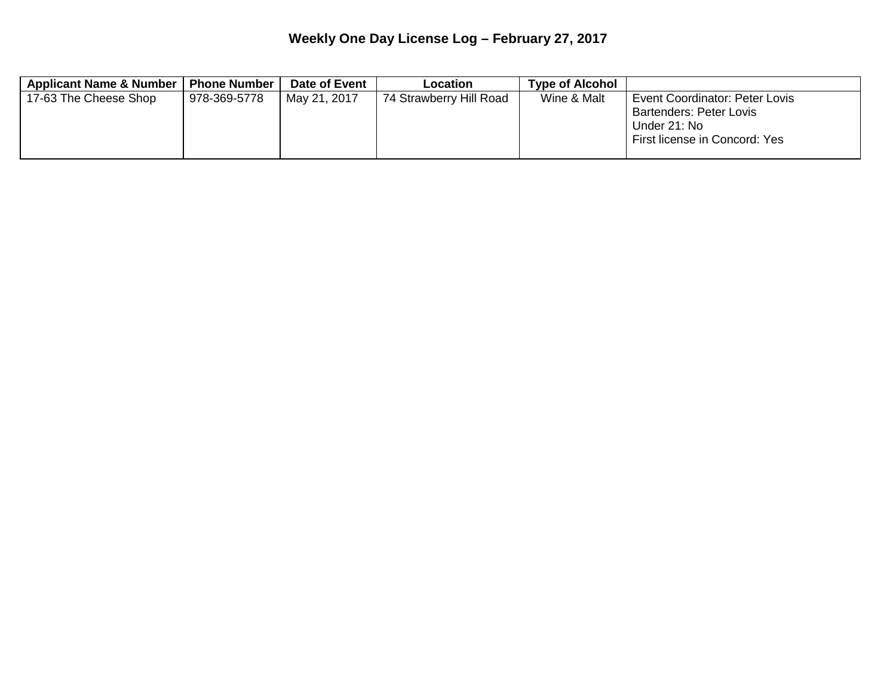### Weekly One Day License Log – February 27, 2017

| Applicant Name & Number | Phone Number | Date of Event | Location | Type of Alcohol | |
|---|---|---|---|---|---|
| 17-63 The Cheese Shop | 978-369-5778 | May 21, 2017 | 74 Strawberry Hill Road | Wine & Malt | Event Coordinator: Peter Lovis<br>Bartenders: Peter Lovis<br>Under 21: No<br>First license in Concord: Yes |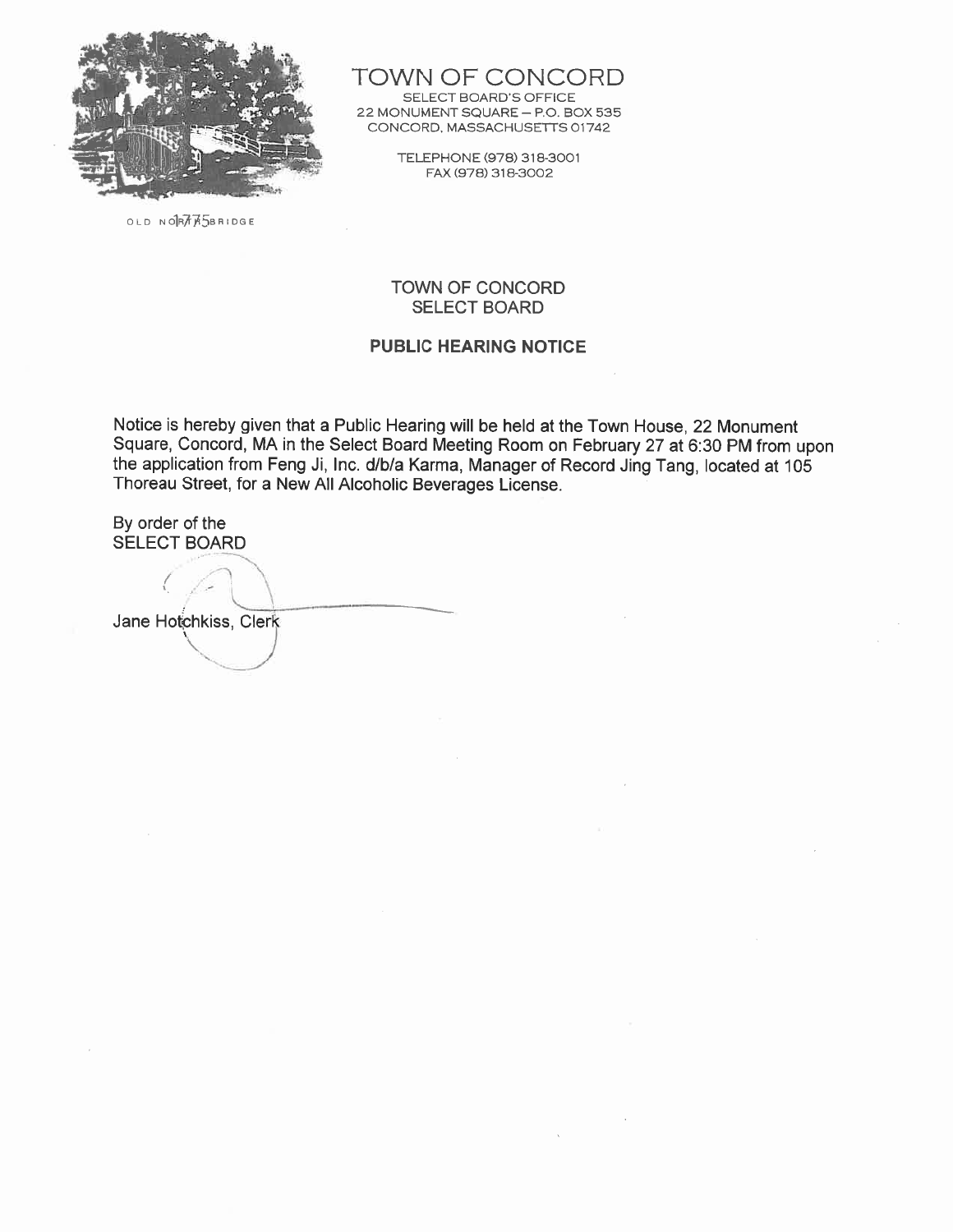# TOWN OF CONCORD

SELECT BOARD'S OFFICE
22 MONUMENT SQUARE – P.O. BOX 535
CONCORD, MASSACHUSETTS 01742

TELEPHONE (978) 318-3001
FAX (978) 318-3002

OLD NORTH BRIDGE 1775

## TOWN OF CONCORD
## SELECT BOARD

### PUBLIC HEARING NOTICE

Notice is hereby given that a Public Hearing will be held at the Town House, 22 Monument Square, Concord, MA in the Select Board Meeting Room on February 27 at 6:30 PM from upon the application from Feng Ji, Inc. d/b/a Karma, Manager of Record Jing Tang, located at 105 Thoreau Street, for a New All Alcoholic Beverages License.

By order of the
SELECT BOARD

Jane Hotchkiss, Clerk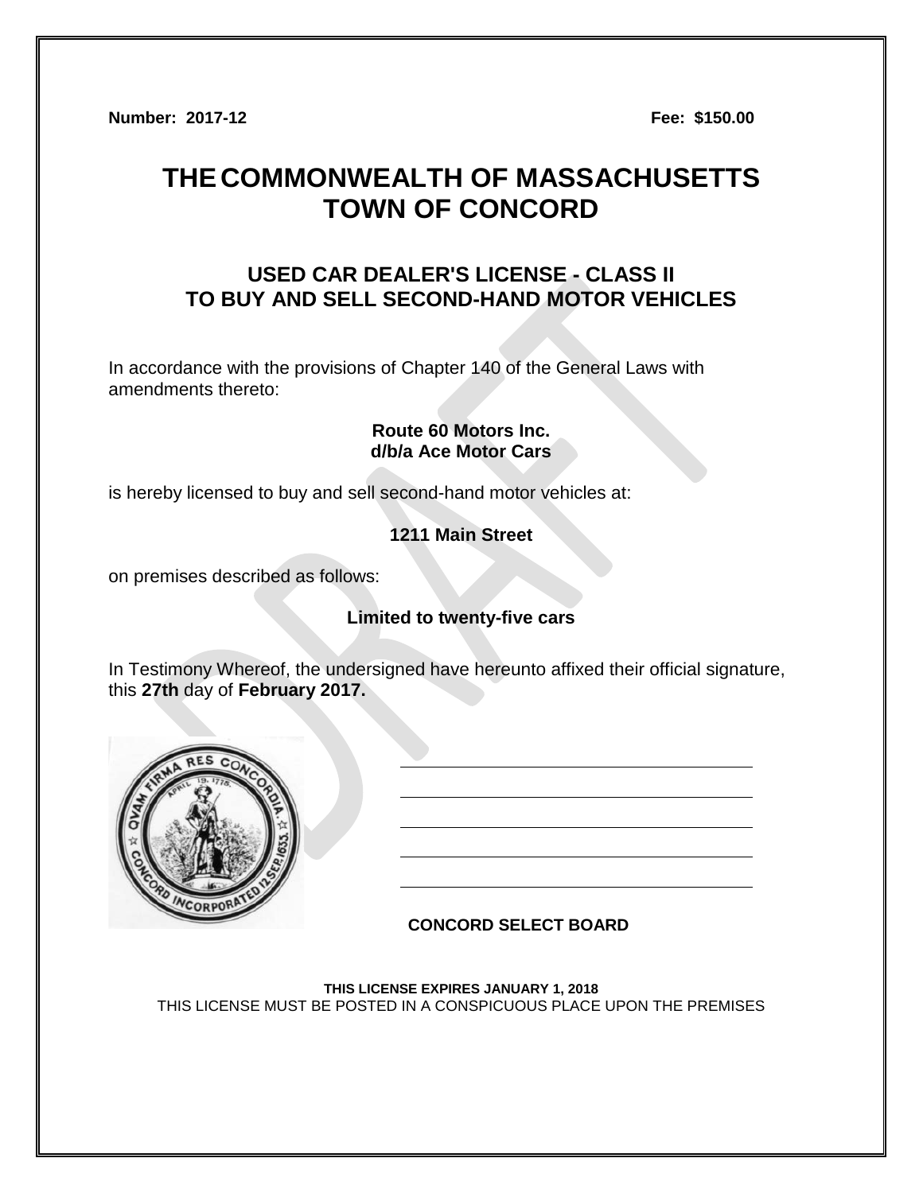**Number: 2017-12** **Fee: $150.00**

# THE COMMONWEALTH OF MASSACHUSETTS
# TOWN OF CONCORD

## USED CAR DEALER'S LICENSE - CLASS II
## TO BUY AND SELL SECOND-HAND MOTOR VEHICLES

In accordance with the provisions of Chapter 140 of the General Laws with amendments thereto:

**Route 60 Motors Inc.**
**d/b/a Ace Motor Cars**

is hereby licensed to buy and sell second-hand motor vehicles at:

**1211 Main Street**

on premises described as follows:

**Limited to twenty-five cars**

In Testimony Whereof, the undersigned have hereunto affixed their official signature, this **27th** day of **February 2017.**

\_\_\_\_\_\_\_\_\_\_\_\_\_\_\_\_\_\_\_\_\_\_\_\_\_\_\_\_\_\_\_\_\_\_\_\_

\_\_\_\_\_\_\_\_\_\_\_\_\_\_\_\_\_\_\_\_\_\_\_\_\_\_\_\_\_\_\_\_\_\_\_\_

\_\_\_\_\_\_\_\_\_\_\_\_\_\_\_\_\_\_\_\_\_\_\_\_\_\_\_\_\_\_\_\_\_\_\_\_

\_\_\_\_\_\_\_\_\_\_\_\_\_\_\_\_\_\_\_\_\_\_\_\_\_\_\_\_\_\_\_\_\_\_\_\_

\_\_\_\_\_\_\_\_\_\_\_\_\_\_\_\_\_\_\_\_\_\_\_\_\_\_\_\_\_\_\_\_\_\_\_\_

**CONCORD SELECT BOARD**

**THIS LICENSE EXPIRES JANUARY 1, 2018**
THIS LICENSE MUST BE POSTED IN A CONSPICUOUS PLACE UPON THE PREMISES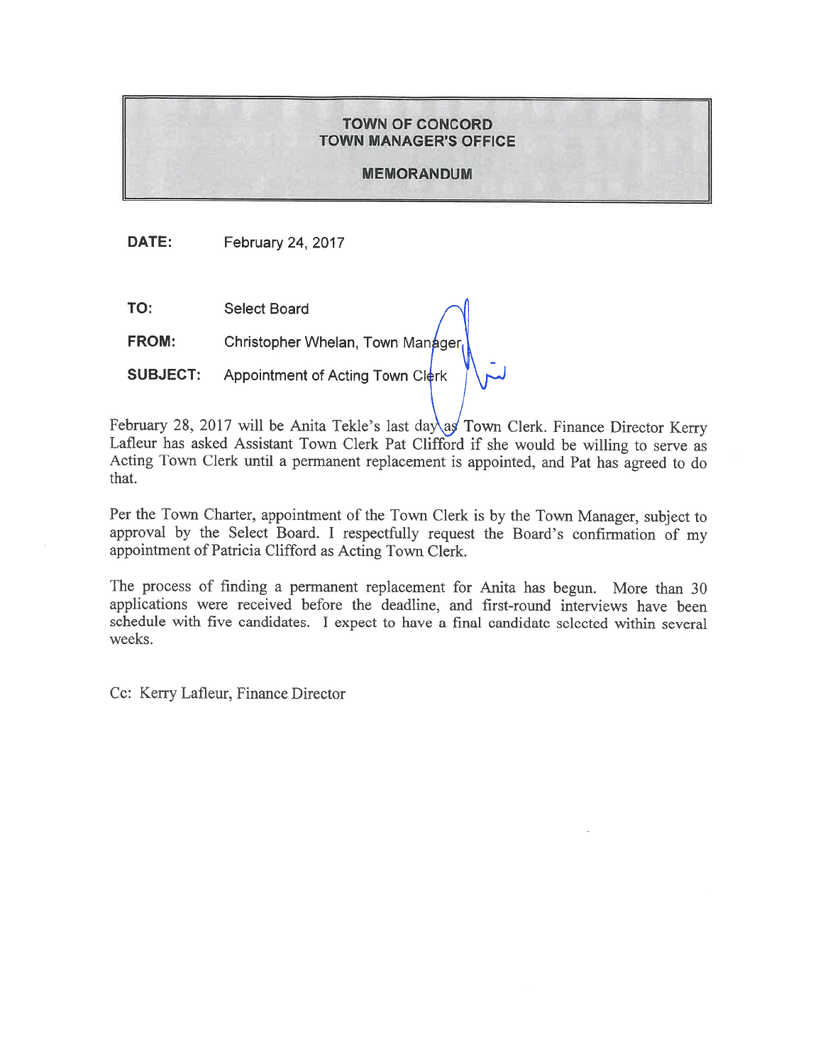**TOWN OF CONCORD**
**TOWN MANAGER'S OFFICE**

**MEMORANDUM**

**DATE:** February 24, 2017

**TO:** Select Board

**FROM:** Christopher Whelan, Town Manager

**SUBJECT:** Appointment of Acting Town Clerk

February 28, 2017 will be Anita Tekle's last day as Town Clerk. Finance Director Kerry Lafleur has asked Assistant Town Clerk Pat Clifford if she would be willing to serve as Acting Town Clerk until a permanent replacement is appointed, and Pat has agreed to do that.

Per the Town Charter, appointment of the Town Clerk is by the Town Manager, subject to approval by the Select Board. I respectfully request the Board's confirmation of my appointment of Patricia Clifford as Acting Town Clerk.

The process of finding a permanent replacement for Anita has begun. More than 30 applications were received before the deadline, and first-round interviews have been schedule with five candidates. I expect to have a final candidate selected within several weeks.

Cc: Kerry Lafleur, Finance Director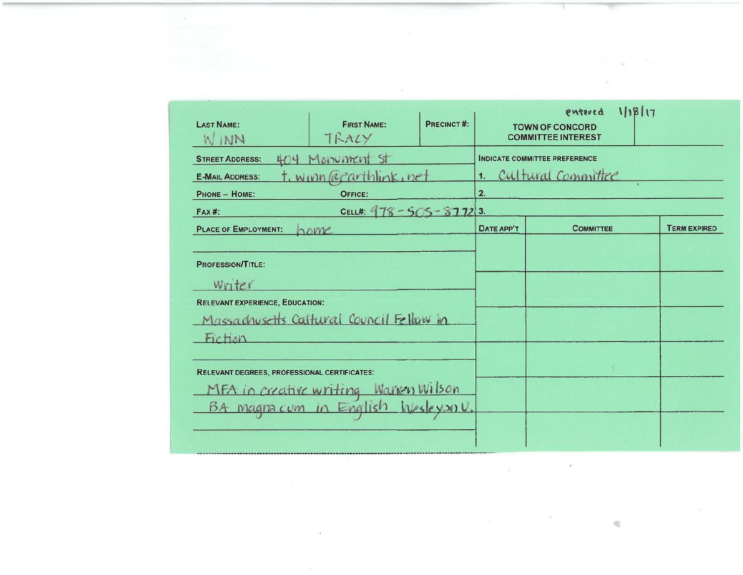entered 1/18/17

**TOWN OF CONCORD COMMITTEE INTEREST**

| LAST NAME: | FIRST NAME: | PRECINCT #: |
| --- | --- | --- |
| WINN | TRACY | |

**STREET ADDRESS:** 404 Monument St

**E-MAIL ADDRESS:** t.winn@earthlink.net

**PHONE – HOME:** **OFFICE:**

**FAX #:** **CELL#:** 978-505-8772

**PLACE OF EMPLOYMENT:** home

**PROFESSION/TITLE:**

Writer

**RELEVANT EXPERIENCE, EDUCATION:**

Massachusetts Cultural Council Fellow in Fiction

**RELEVANT DEGREES, PROFESSIONAL CERTIFICATES:**

MFA in creative writing Warren Wilson
BA magna cum in English Wesleyan U.

**INDICATE COMMITTEE PREFERENCE**

1. Cultural Committee
2.
3.

| DATE APP'T | COMMITTEE | TERM EXPIRED |
| --- | --- | --- |
| | | |
| | | |
| | | |
| | | |
| | | |
| | | |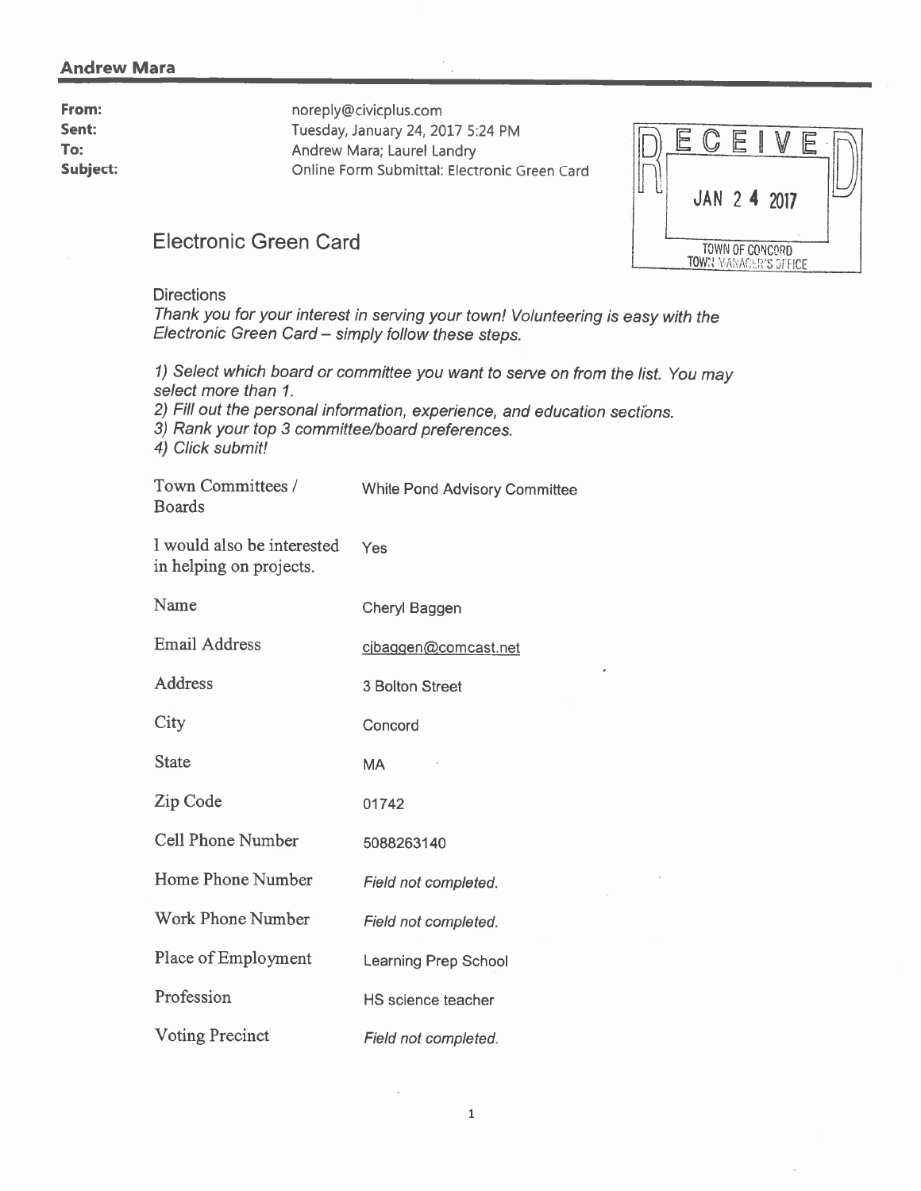**Andrew Mara**

| | |
|---|---|
| **From:** | noreply@civicplus.com |
| **Sent:** | Tuesday, January 24, 2017 5:24 PM |
| **To:** | Andrew Mara; Laurel Landry |
| **Subject:** | Online Form Submittal: Electronic Green Card |

RECEIVED
JAN 24 2017
TOWN OF CONCORD
TOWN MANAGER'S OFFICE

## Electronic Green Card

Directions

*Thank you for your interest in serving your town! Volunteering is easy with the Electronic Green Card – simply follow these steps.*

*1) Select which board or committee you want to serve on from the list. You may select more than 1.*
*2) Fill out the personal information, experience, and education sections.*
*3) Rank your top 3 committee/board preferences.*
*4) Click submit!*

| | |
|---|---|
| Town Committees / Boards | White Pond Advisory Committee |
| I would also be interested in helping on projects. | Yes |
| Name | Cheryl Baggen |
| Email Address | cjbaggen@comcast.net |
| Address | 3 Bolton Street |
| City | Concord |
| State | MA |
| Zip Code | 01742 |
| Cell Phone Number | 5088263140 |
| Home Phone Number | *Field not completed.* |
| Work Phone Number | *Field not completed.* |
| Place of Employment | Learning Prep School |
| Profession | HS science teacher |
| Voting Precinct | *Field not completed.* |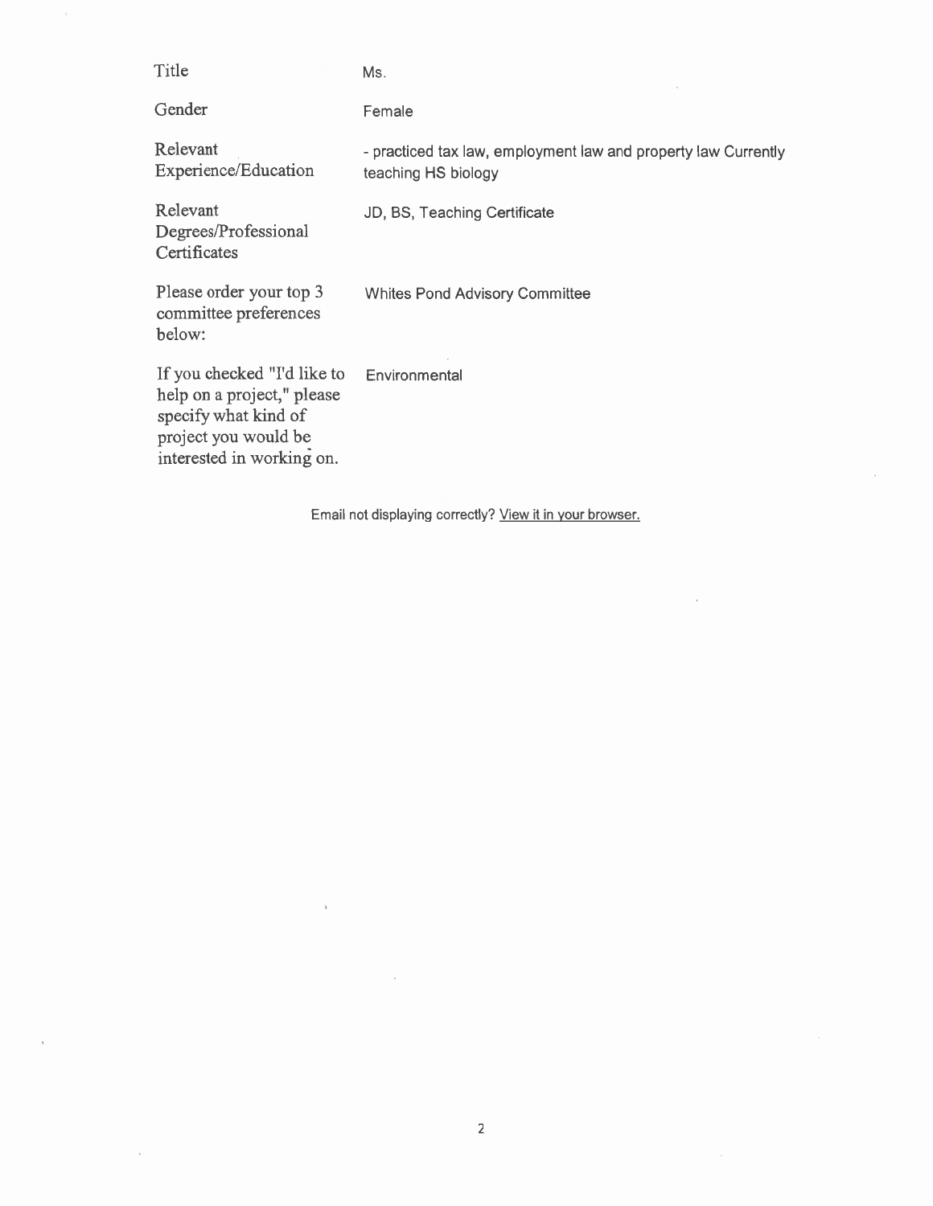| | |
|---|---|
| Title | Ms. |
| Gender | Female |
| Relevant Experience/Education | - practiced tax law, employment law and property law Currently teaching HS biology |
| Relevant Degrees/Professional Certificates | JD, BS, Teaching Certificate |
| Please order your top 3 committee preferences below: | Whites Pond Advisory Committee |
| If you checked "I'd like to help on a project," please specify what kind of project you would be interested in working on. | Environmental |

Email not displaying correctly? View it in your browser.